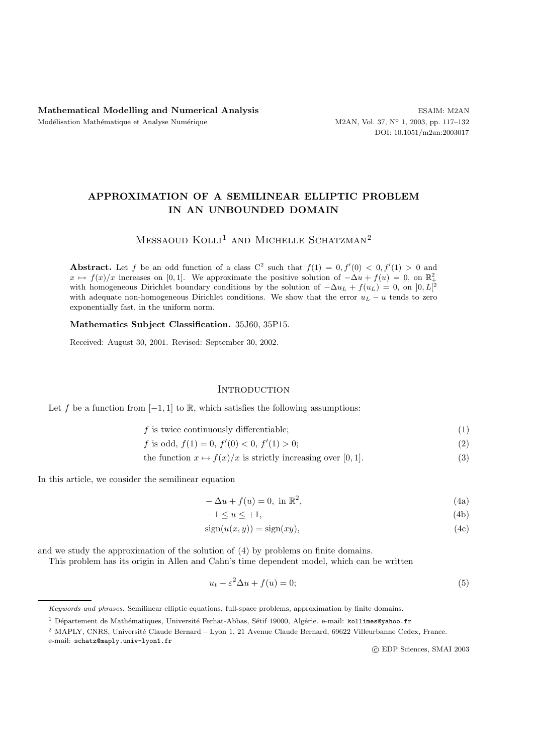**Mathematical Modelling and Numerical Analysis**
Modélisation Mathématique et Analyse Numérique

ESAIM: M2AN
DOI: 10.1051/m2an:2003017

# APPROXIMATION OF A SEMILINEAR ELLIPTIC PROBLEM IN AN UNBOUNDED DOMAIN

Messaoud Kolli[1] and Michelle Schatzman[2]

**Abstract.** Let $f$ be an odd function of a class $C^2$ such that $f(1) = 0, f'(0) < 0, f'(1) > 0$ and $x \mapsto f(x)/x$ increases on $[0, 1]$. We approximate the positive solution of $-\Delta u + f(u) = 0$, on $\mathbb{R}^2_+$ with homogeneous Dirichlet boundary conditions by the solution of $-\Delta u_L + f(u_L) = 0$, on $]0, L[^2$ with adequate non-homogeneous Dirichlet conditions. We show that the error $u_L - u$ tends to zero exponentially fast, in the uniform norm.

**Mathematics Subject Classification.** 35J60, 35P15.

Received: August 30, 2001. Revised: September 30, 2002.

## Introduction

Let $f$ be a function from $[-1, 1]$ to $\mathbb{R}$, which satisfies the following assumptions:

$$f \text{ is twice continuously differentiable;} \tag{1}$$

$$f \text{ is odd, } f(1) = 0,\ f'(0) < 0,\ f'(1) > 0; \tag{2}$$

$$\text{the function } x \mapsto f(x)/x \text{ is strictly increasing over } [0, 1]. \tag{3}$$

In this article, we consider the semilinear equation

$$-\Delta u + f(u) = 0, \text{ in } \mathbb{R}^2, \tag{4a}$$

$$-1 \le u \le +1, \tag{4b}$$

$$\operatorname{sign}(u(x, y)) = \operatorname{sign}(xy), \tag{4c}$$

and we study the approximation of the solution of (4) by problems on finite domains.

This problem has its origin in Allen and Cahn's time dependent model, which can be written

$$u_t - \varepsilon^2 \Delta u + f(u) = 0; \tag{5}$$

*Keywords and phrases.* Semilinear elliptic equations, full-space problems, approximation by finite domains.

[1] Département de Mathématiques, Université Ferhat-Abbas, Sétif 19000, Algérie. e-mail: kollimes@yahoo.fr

[2] MAPLY, CNRS, Université Claude Bernard – Lyon 1, 21 Avenue Claude Bernard, 69622 Villeurbanne Cedex, France. e-mail: schatz@maply.univ-lyon1.fr

© EDP Sciences, SMAI 2003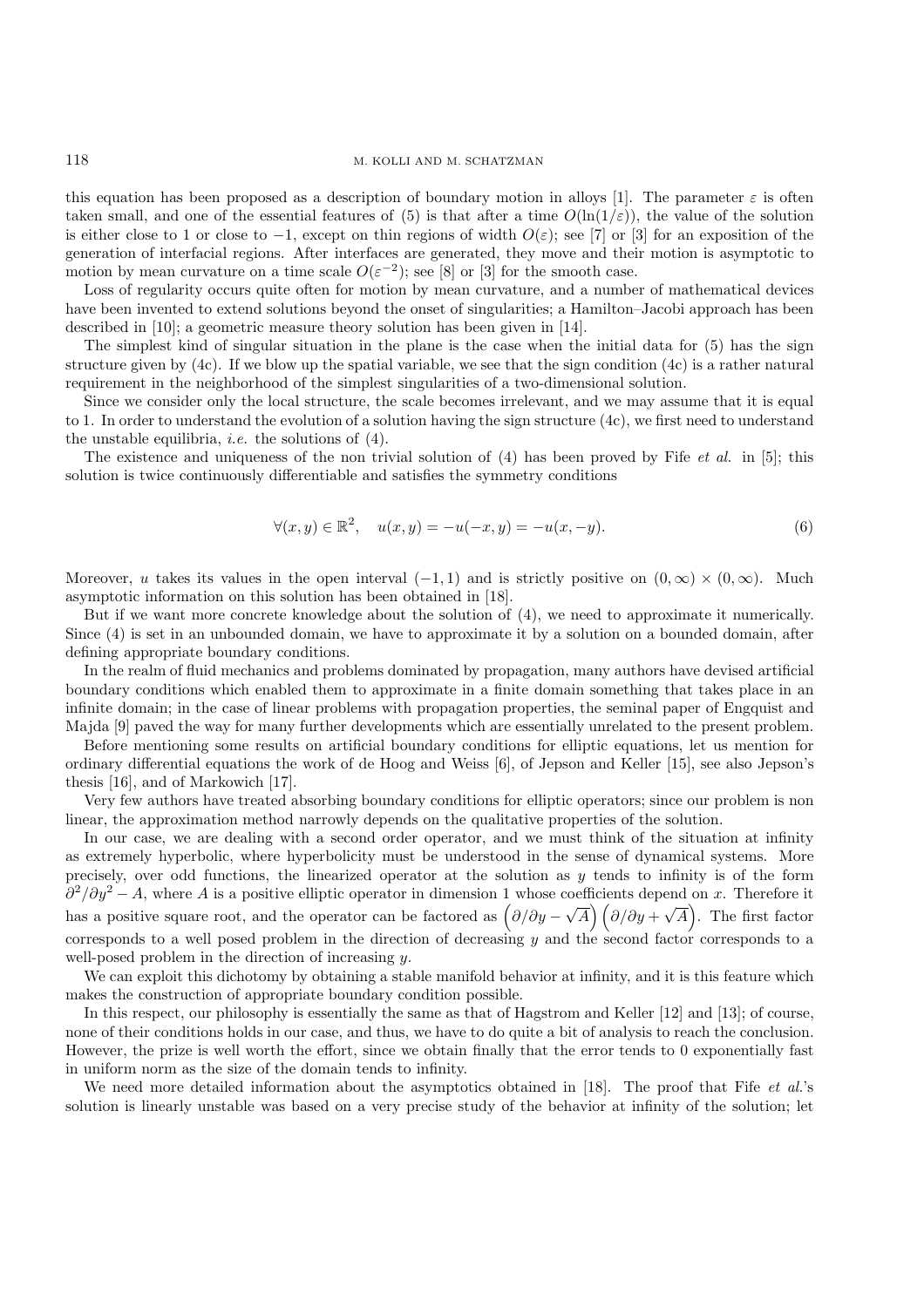this equation has been proposed as a description of boundary motion in alloys [1]. The parameter $\varepsilon$ is often taken small, and one of the essential features of (5) is that after a time $O(\ln(1/\varepsilon))$, the value of the solution is either close to 1 or close to $-1$, except on thin regions of width $O(\varepsilon)$; see [7] or [3] for an exposition of the generation of interfacial regions. After interfaces are generated, they move and their motion is asymptotic to motion by mean curvature on a time scale $O(\varepsilon^{-2})$; see [8] or [3] for the smooth case.

Loss of regularity occurs quite often for motion by mean curvature, and a number of mathematical devices have been invented to extend solutions beyond the onset of singularities; a Hamilton–Jacobi approach has been described in [10]; a geometric measure theory solution has been given in [14].

The simplest kind of singular situation in the plane is the case when the initial data for (5) has the sign structure given by (4c). If we blow up the spatial variable, we see that the sign condition (4c) is a rather natural requirement in the neighborhood of the simplest singularities of a two-dimensional solution.

Since we consider only the local structure, the scale becomes irrelevant, and we may assume that it is equal to 1. In order to understand the evolution of a solution having the sign structure (4c), we first need to understand the unstable equilibria, *i.e.* the solutions of (4).

The existence and uniqueness of the non trivial solution of (4) has been proved by Fife *et al.* in [5]; this solution is twice continuously differentiable and satisfies the symmetry conditions

$$\forall (x, y) \in \mathbb{R}^2, \quad u(x, y) = -u(-x, y) = -u(x, -y). \tag{6}$$

Moreover, $u$ takes its values in the open interval $(-1, 1)$ and is strictly positive on $(0, \infty) \times (0, \infty)$. Much asymptotic information on this solution has been obtained in [18].

But if we want more concrete knowledge about the solution of (4), we need to approximate it numerically. Since (4) is set in an unbounded domain, we have to approximate it by a solution on a bounded domain, after defining appropriate boundary conditions.

In the realm of fluid mechanics and problems dominated by propagation, many authors have devised artificial boundary conditions which enabled them to approximate in a finite domain something that takes place in an infinite domain; in the case of linear problems with propagation properties, the seminal paper of Engquist and Majda [9] paved the way for many further developments which are essentially unrelated to the present problem.

Before mentioning some results on artificial boundary conditions for elliptic equations, let us mention for ordinary differential equations the work of de Hoog and Weiss [6], of Jepson and Keller [15], see also Jepson's thesis [16], and of Markowich [17].

Very few authors have treated absorbing boundary conditions for elliptic operators; since our problem is non linear, the approximation method narrowly depends on the qualitative properties of the solution.

In our case, we are dealing with a second order operator, and we must think of the situation at infinity as extremely hyperbolic, where hyperbolicity must be understood in the sense of dynamical systems. More precisely, over odd functions, the linearized operator at the solution as $y$ tends to infinity is of the form $\partial^2/\partial y^2 - A$, where $A$ is a positive elliptic operator in dimension 1 whose coefficients depend on $x$. Therefore it has a positive square root, and the operator can be factored as $\left(\partial/\partial y - \sqrt{A}\right)\left(\partial/\partial y + \sqrt{A}\right)$. The first factor corresponds to a well posed problem in the direction of decreasing $y$ and the second factor corresponds to a well-posed problem in the direction of increasing $y$.

We can exploit this dichotomy by obtaining a stable manifold behavior at infinity, and it is this feature which makes the construction of appropriate boundary condition possible.

In this respect, our philosophy is essentially the same as that of Hagstrom and Keller [12] and [13]; of course, none of their conditions holds in our case, and thus, we have to do quite a bit of analysis to reach the conclusion. However, the prize is well worth the effort, since we obtain finally that the error tends to 0 exponentially fast in uniform norm as the size of the domain tends to infinity.

We need more detailed information about the asymptotics obtained in [18]. The proof that Fife *et al.*'s solution is linearly unstable was based on a very precise study of the behavior at infinity of the solution; let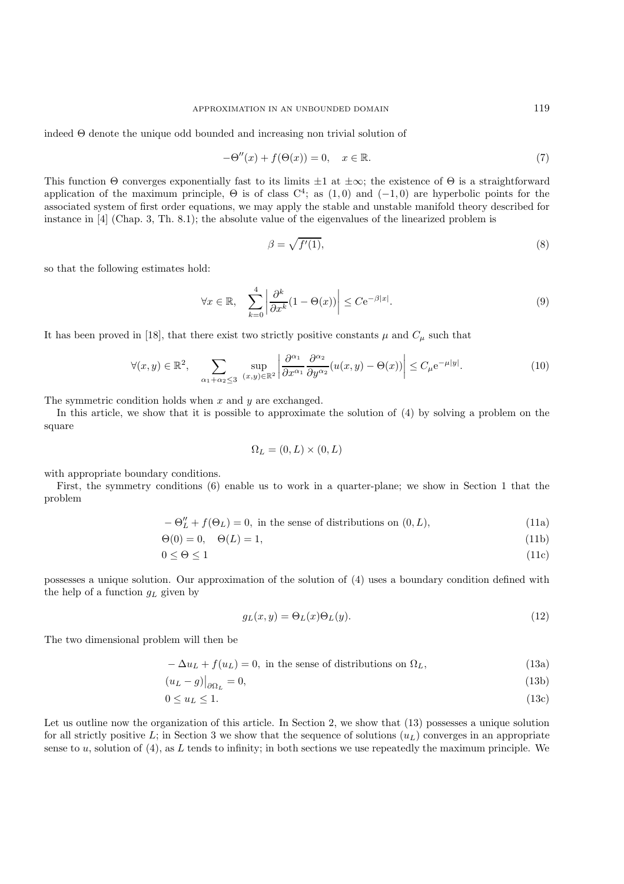indeed $\Theta$ denote the unique odd bounded and increasing non trivial solution of

$$-\Theta''(x) + f(\Theta(x)) = 0, \quad x \in \mathbb{R}. \tag{7}$$

This function $\Theta$ converges exponentially fast to its limits $\pm 1$ at $\pm\infty$; the existence of $\Theta$ is a straightforward application of the maximum principle, $\Theta$ is of class $C^4$; as $(1, 0)$ and $(-1, 0)$ are hyperbolic points for the associated system of first order equations, we may apply the stable and unstable manifold theory described for instance in [4] (Chap. 3, Th. 8.1); the absolute value of the eigenvalues of the linearized problem is

$$\beta = \sqrt{f'(1)}, \tag{8}$$

so that the following estimates hold:

$$\forall x \in \mathbb{R}, \quad \sum_{k=0}^{4} \left| \frac{\partial^k}{\partial x^k}(1 - \Theta(x)) \right| \leq C e^{-\beta|x|}. \tag{9}$$

It has been proved in [18], that there exist two strictly positive constants $\mu$ and $C_\mu$ such that

$$\forall (x, y) \in \mathbb{R}^2, \quad \sum_{\alpha_1 + \alpha_2 \leq 3} \sup_{(x,y) \in \mathbb{R}^2} \left| \frac{\partial^{\alpha_1}}{\partial x^{\alpha_1}} \frac{\partial^{\alpha_2}}{\partial y^{\alpha_2}} (u(x, y) - \Theta(x)) \right| \leq C_\mu e^{-\mu|y|}. \tag{10}$$

The symmetric condition holds when $x$ and $y$ are exchanged.

In this article, we show that it is possible to approximate the solution of (4) by solving a problem on the square

$$\Omega_L = (0, L) \times (0, L)$$

with appropriate boundary conditions.

First, the symmetry conditions (6) enable us to work in a quarter-plane; we show in Section 1 that the problem

$$-\Theta_L'' + f(\Theta_L) = 0, \text{ in the sense of distributions on } (0, L), \tag{11a}$$

$$\Theta(0) = 0, \quad \Theta(L) = 1, \tag{11b}$$

$$0 \leq \Theta \leq 1 \tag{11c}$$

possesses a unique solution. Our approximation of the solution of (4) uses a boundary condition defined with the help of a function $g_L$ given by

$$g_L(x, y) = \Theta_L(x)\Theta_L(y). \tag{12}$$

The two dimensional problem will then be

$$-\Delta u_L + f(u_L) = 0, \text{ in the sense of distributions on } \Omega_L, \tag{13a}$$

$$(u_L - g)\big|_{\partial\Omega_L} = 0, \tag{13b}$$

$$0 \leq u_L \leq 1. \tag{13c}$$

Let us outline now the organization of this article. In Section 2, we show that (13) possesses a unique solution for all strictly positive $L$; in Section 3 we show that the sequence of solutions $(u_L)$ converges in an appropriate sense to $u$, solution of (4), as $L$ tends to infinity; in both sections we use repeatedly the maximum principle. We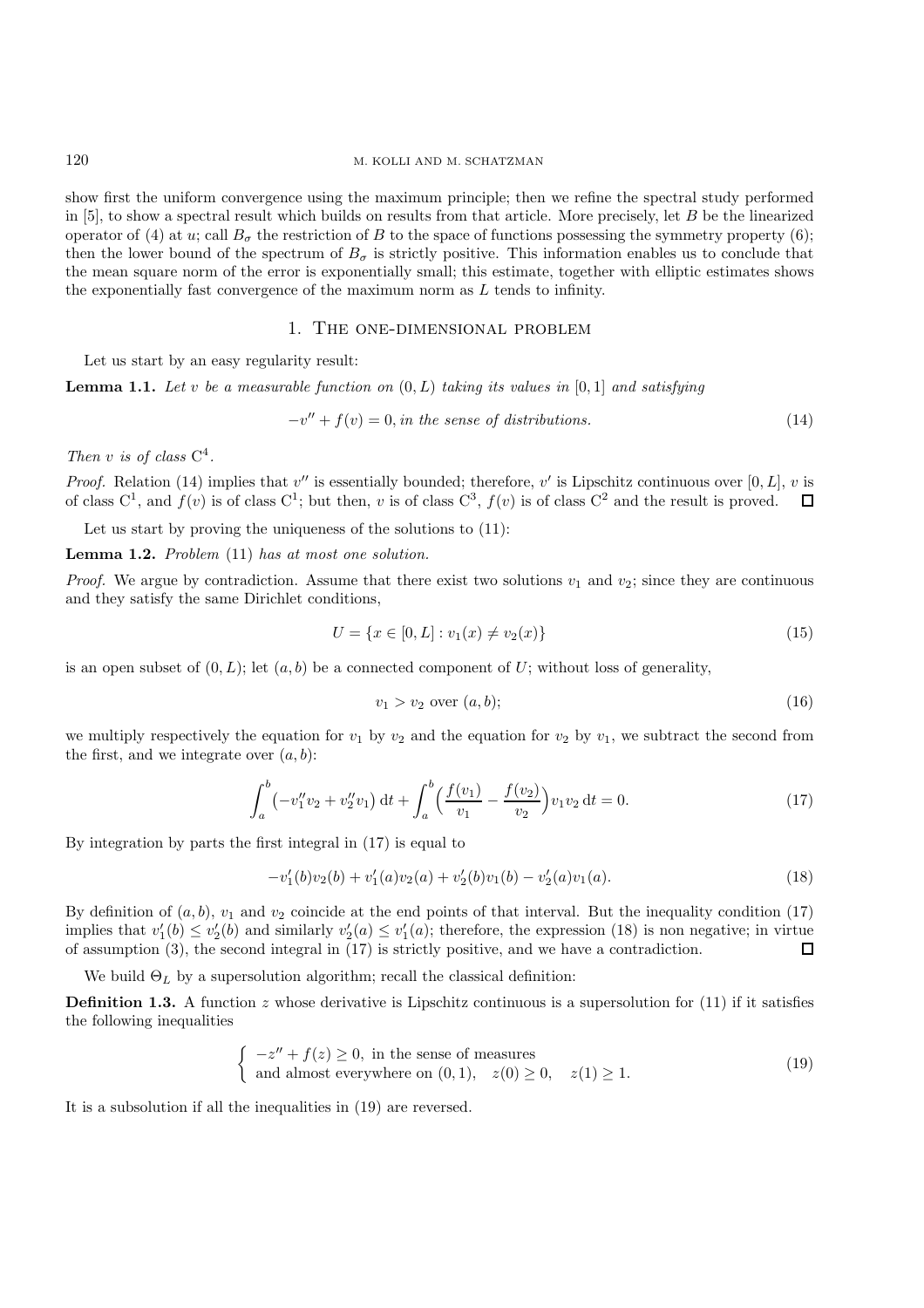show first the uniform convergence using the maximum principle; then we refine the spectral study performed in [5], to show a spectral result which builds on results from that article. More precisely, let $B$ be the linearized operator of (4) at $u$; call $B_\sigma$ the restriction of $B$ to the space of functions possessing the symmetry property (6); then the lower bound of the spectrum of $B_\sigma$ is strictly positive. This information enables us to conclude that the mean square norm of the error is exponentially small; this estimate, together with elliptic estimates shows the exponentially fast convergence of the maximum norm as $L$ tends to infinity.

## 1. The one-dimensional problem

Let us start by an easy regularity result:

**Lemma 1.1.** *Let $v$ be a measurable function on $(0, L)$ taking its values in $[0, 1]$ and satisfying*

$$-v'' + f(v) = 0, \text{ in the sense of distributions.} \tag{14}$$

*Then $v$ is of class $C^4$.*

*Proof.* Relation (14) implies that $v''$ is essentially bounded; therefore, $v'$ is Lipschitz continuous over $[0, L]$, $v$ is of class $C^1$, and $f(v)$ is of class $C^1$; but then, $v$ is of class $C^3$, $f(v)$ is of class $C^2$ and the result is proved. □

Let us start by proving the uniqueness of the solutions to (11):

**Lemma 1.2.** *Problem (11) has at most one solution.*

*Proof.* We argue by contradiction. Assume that there exist two solutions $v_1$ and $v_2$; since they are continuous and they satisfy the same Dirichlet conditions,

$$U = \{x \in [0, L] : v_1(x) \neq v_2(x)\} \tag{15}$$

is an open subset of $(0, L)$; let $(a, b)$ be a connected component of $U$; without loss of generality,

$$v_1 > v_2 \text{ over } (a, b); \tag{16}$$

we multiply respectively the equation for $v_1$ by $v_2$ and the equation for $v_2$ by $v_1$, we subtract the second from the first, and we integrate over $(a, b)$:

$$\int_a^b \big(-v_1'' v_2 + v_2'' v_1\big)\, \mathrm{d}t + \int_a^b \Big(\frac{f(v_1)}{v_1} - \frac{f(v_2)}{v_2}\Big) v_1 v_2 \, \mathrm{d}t = 0. \tag{17}$$

By integration by parts the first integral in (17) is equal to

$$-v_1'(b) v_2(b) + v_1'(a) v_2(a) + v_2'(b) v_1(b) - v_2'(a) v_1(a). \tag{18}$$

By definition of $(a, b)$, $v_1$ and $v_2$ coincide at the end points of that interval. But the inequality condition (17) implies that $v_1'(b) \leq v_2'(b)$ and similarly $v_2'(a) \leq v_1'(a)$; therefore, the expression (18) is non negative; in virtue of assumption (3), the second integral in (17) is strictly positive, and we have a contradiction. □

We build $\Theta_L$ by a supersolution algorithm; recall the classical definition:

**Definition 1.3.** A function $z$ whose derivative is Lipschitz continuous is a supersolution for (11) if it satisfies the following inequalities

$$\begin{cases} -z'' + f(z) \geq 0, \text{ in the sense of measures} \\ \text{and almost everywhere on } (0, 1), \quad z(0) \geq 0, \quad z(1) \geq 1. \end{cases} \tag{19}$$

It is a subsolution if all the inequalities in (19) are reversed.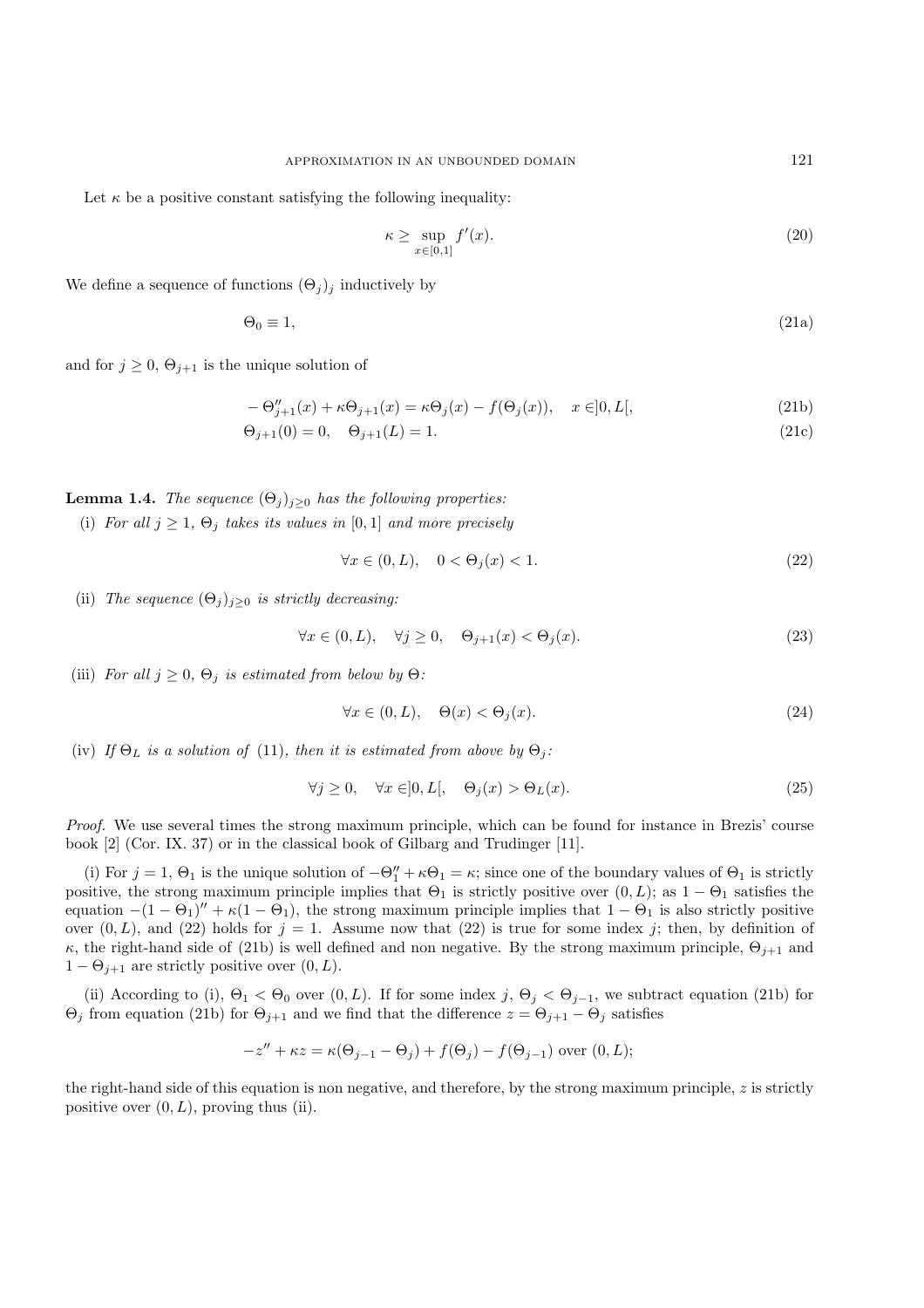Let $\kappa$ be a positive constant satisfying the following inequality:

$$\kappa \geq \sup_{x \in [0,1]} f'(x). \tag{20}$$

We define a sequence of functions $(\Theta_j)_j$ inductively by

$$\Theta_0 \equiv 1, \tag{21a}$$

and for $j \geq 0$, $\Theta_{j+1}$ is the unique solution of

$$-\Theta''_{j+1}(x) + \kappa \Theta_{j+1}(x) = \kappa \Theta_j(x) - f(\Theta_j(x)), \quad x \in ]0, L[, \tag{21b}$$

$$\Theta_{j+1}(0) = 0, \quad \Theta_{j+1}(L) = 1. \tag{21c}$$

**Lemma 1.4.** *The sequence $(\Theta_j)_{j \geq 0}$ has the following properties:*

(i) *For all $j \geq 1$, $\Theta_j$ takes its values in $[0,1]$ and more precisely*

$$\forall x \in (0, L), \quad 0 < \Theta_j(x) < 1. \tag{22}$$

(ii) *The sequence $(\Theta_j)_{j \geq 0}$ is strictly decreasing:*

$$\forall x \in (0, L), \quad \forall j \geq 0, \quad \Theta_{j+1}(x) < \Theta_j(x). \tag{23}$$

(iii) *For all $j \geq 0$, $\Theta_j$ is estimated from below by $\Theta$:*

$$\forall x \in (0, L), \quad \Theta(x) < \Theta_j(x). \tag{24}$$

(iv) *If $\Theta_L$ is a solution of* (11)*, then it is estimated from above by $\Theta_j$:*

$$\forall j \geq 0, \quad \forall x \in ]0, L[, \quad \Theta_j(x) > \Theta_L(x). \tag{25}$$

*Proof.* We use several times the strong maximum principle, which can be found for instance in Brezis' course book [2] (Cor. IX. 37) or in the classical book of Gilbarg and Trudinger [11].

(i) For $j = 1$, $\Theta_1$ is the unique solution of $-\Theta''_1 + \kappa \Theta_1 = \kappa$; since one of the boundary values of $\Theta_1$ is strictly positive, the strong maximum principle implies that $\Theta_1$ is strictly positive over $(0, L)$; as $1 - \Theta_1$ satisfies the equation $-(1 - \Theta_1)'' + \kappa(1 - \Theta_1)$, the strong maximum principle implies that $1 - \Theta_1$ is also strictly positive over $(0, L)$, and (22) holds for $j = 1$. Assume now that (22) is true for some index $j$; then, by definition of $\kappa$, the right-hand side of (21b) is well defined and non negative. By the strong maximum principle, $\Theta_{j+1}$ and $1 - \Theta_{j+1}$ are strictly positive over $(0, L)$.

(ii) According to (i), $\Theta_1 < \Theta_0$ over $(0, L)$. If for some index $j$, $\Theta_j < \Theta_{j-1}$, we subtract equation (21b) for $\Theta_j$ from equation (21b) for $\Theta_{j+1}$ and we find that the difference $z = \Theta_{j+1} - \Theta_j$ satisfies

$$-z'' + \kappa z = \kappa(\Theta_{j-1} - \Theta_j) + f(\Theta_j) - f(\Theta_{j-1}) \text{ over } (0, L);$$

the right-hand side of this equation is non negative, and therefore, by the strong maximum principle, $z$ is strictly positive over $(0, L)$, proving thus (ii).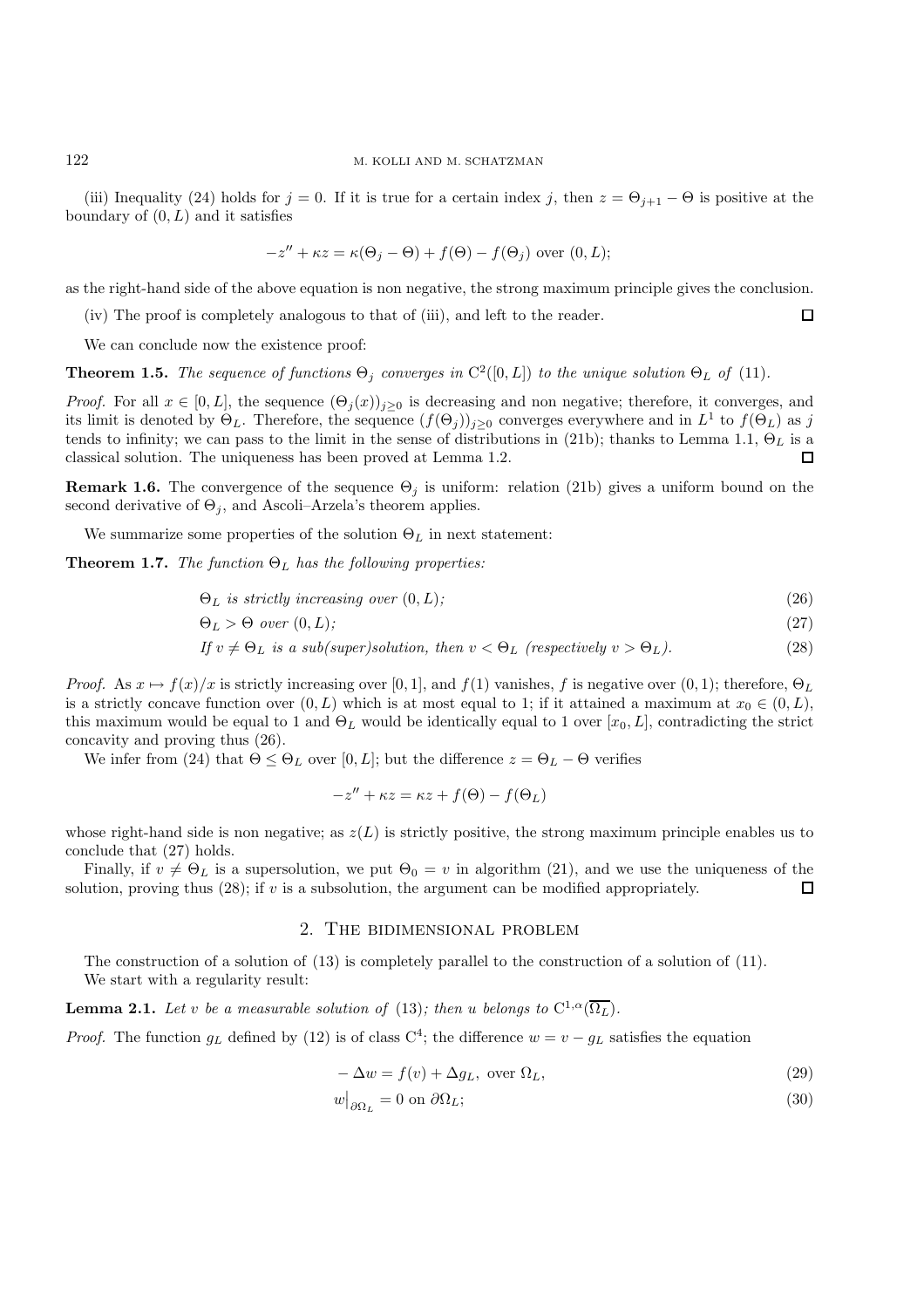(iii) Inequality (24) holds for $j = 0$. If it is true for a certain index $j$, then $z = \Theta_{j+1} - \Theta$ is positive at the boundary of $(0, L)$ and it satisfies

$$-z'' + \kappa z = \kappa(\Theta_j - \Theta) + f(\Theta) - f(\Theta_j) \text{ over } (0, L);$$

as the right-hand side of the above equation is non negative, the strong maximum principle gives the conclusion.

(iv) The proof is completely analogous to that of (iii), and left to the reader. □

We can conclude now the existence proof:

**Theorem 1.5.** *The sequence of functions $\Theta_j$ converges in $C^2([0, L])$ to the unique solution $\Theta_L$ of* (11).

*Proof.* For all $x \in [0, L]$, the sequence $(\Theta_j(x))_{j \geq 0}$ is decreasing and non negative; therefore, it converges, and its limit is denoted by $\Theta_L$. Therefore, the sequence $(f(\Theta_j))_{j \geq 0}$ converges everywhere and in $L^1$ to $f(\Theta_L)$ as $j$ tends to infinity; we can pass to the limit in the sense of distributions in (21b); thanks to Lemma 1.1, $\Theta_L$ is a classical solution. The uniqueness has been proved at Lemma 1.2. □

**Remark 1.6.** The convergence of the sequence $\Theta_j$ is uniform: relation (21b) gives a uniform bound on the second derivative of $\Theta_j$, and Ascoli–Arzela's theorem applies.

We summarize some properties of the solution $\Theta_L$ in next statement:

**Theorem 1.7.** *The function $\Theta_L$ has the following properties:*

$$\Theta_L \text{ is strictly increasing over } (0, L); \tag{26}$$

$$\Theta_L > \Theta \text{ over } (0, L); \tag{27}$$

$$\text{If } v \neq \Theta_L \text{ is a sub(super)solution, then } v < \Theta_L \text{ (respectively } v > \Theta_L). \tag{28}$$

*Proof.* As $x \mapsto f(x)/x$ is strictly increasing over $[0, 1]$, and $f(1)$ vanishes, $f$ is negative over $(0, 1)$; therefore, $\Theta_L$ is a strictly concave function over $(0, L)$ which is at most equal to 1; if it attained a maximum at $x_0 \in (0, L)$, this maximum would be equal to 1 and $\Theta_L$ would be identically equal to 1 over $[x_0, L]$, contradicting the strict concavity and proving thus (26).

We infer from (24) that $\Theta \leq \Theta_L$ over $[0, L]$; but the difference $z = \Theta_L - \Theta$ verifies

$$-z'' + \kappa z = \kappa z + f(\Theta) - f(\Theta_L)$$

whose right-hand side is non negative; as $z(L)$ is strictly positive, the strong maximum principle enables us to conclude that (27) holds.

Finally, if $v \neq \Theta_L$ is a supersolution, we put $\Theta_0 = v$ in algorithm (21), and we use the uniqueness of the solution, proving thus (28); if $v$ is a subsolution, the argument can be modified appropriately. □

## 2. The bidimensional problem

The construction of a solution of (13) is completely parallel to the construction of a solution of (11).

We start with a regularity result:

**Lemma 2.1.** *Let $v$ be a measurable solution of* (13)*; then $u$ belongs to $C^{1,\alpha}(\overline{\Omega_L})$.*

*Proof.* The function $g_L$ defined by (12) is of class $C^4$; the difference $w = v - g_L$ satisfies the equation

$$-\Delta w = f(v) + \Delta g_L, \text{ over } \Omega_L, \tag{29}$$

$$w\big|_{\partial\Omega_L} = 0 \text{ on } \partial\Omega_L; \tag{30}$$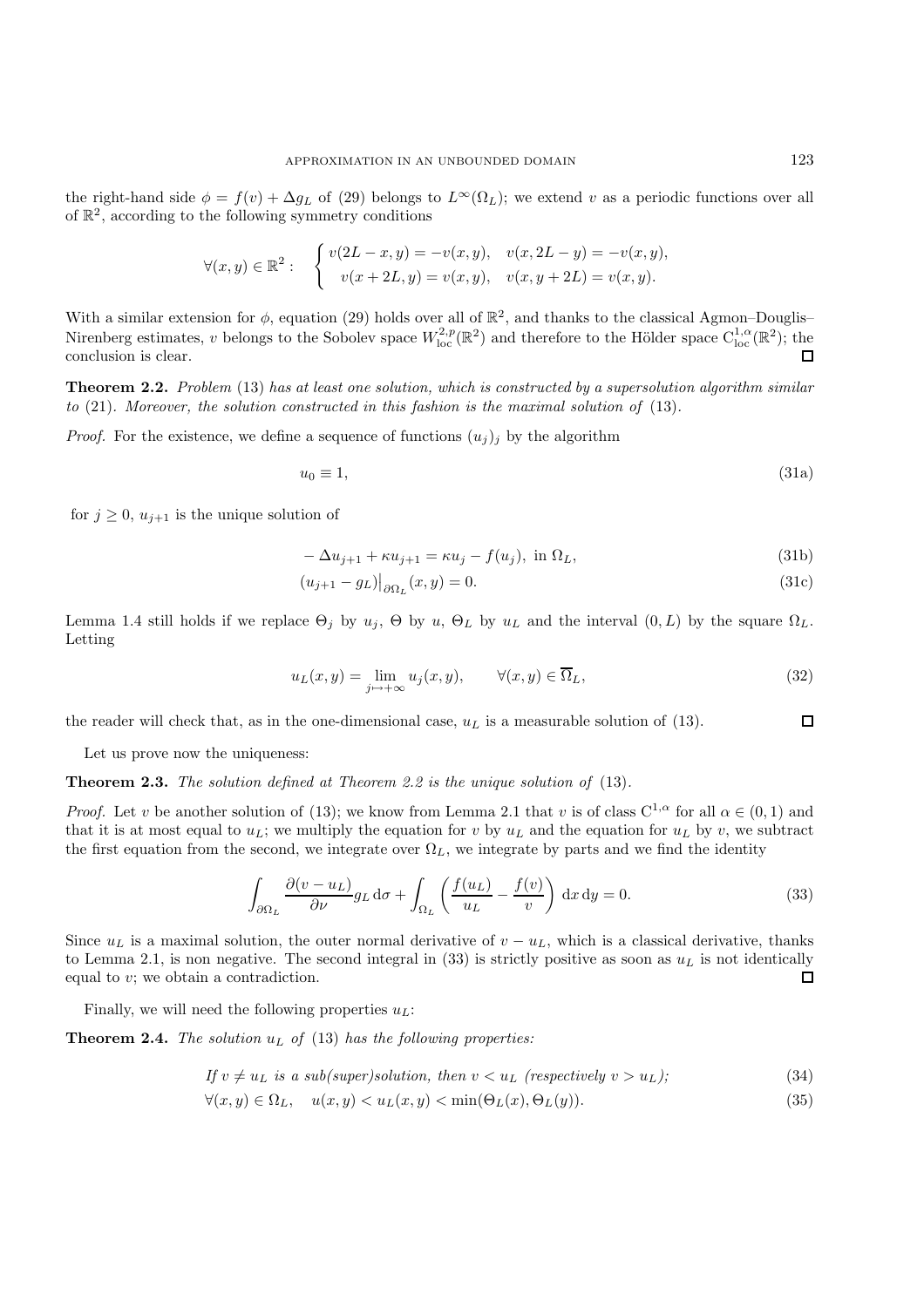the right-hand side $\phi = f(v) + \Delta g_L$ of (29) belongs to $L^\infty(\Omega_L)$; we extend $v$ as a periodic functions over all of $\mathbb{R}^2$, according to the following symmetry conditions

$$\forall (x,y) \in \mathbb{R}^2 : \quad \begin{cases} v(2L-x,y) = -v(x,y), & v(x,2L-y) = -v(x,y), \\ v(x+2L,y) = v(x,y), & v(x,y+2L) = v(x,y). \end{cases}$$

With a similar extension for $\phi$, equation (29) holds over all of $\mathbb{R}^2$, and thanks to the classical Agmon–Douglis–Nirenberg estimates, $v$ belongs to the Sobolev space $W^{2,p}_{\mathrm{loc}}(\mathbb{R}^2)$ and therefore to the Hölder space $\mathrm{C}^{1,\alpha}_{\mathrm{loc}}(\mathbb{R}^2)$; the conclusion is clear. $\square$

**Theorem 2.2.** *Problem* (13) *has at least one solution, which is constructed by a supersolution algorithm similar to* (21). *Moreover, the solution constructed in this fashion is the maximal solution of* (13).

*Proof.* For the existence, we define a sequence of functions $(u_j)_j$ by the algorithm

$$u_0 \equiv 1, \tag{31a}$$

for $j \geq 0$, $u_{j+1}$ is the unique solution of

$$-\Delta u_{j+1} + \kappa u_{j+1} = \kappa u_j - f(u_j), \text{ in } \Omega_L, \tag{31b}$$

$$(u_{j+1} - g_L)\big|_{\partial\Omega_L}(x,y) = 0. \tag{31c}$$

Lemma 1.4 still holds if we replace $\Theta_j$ by $u_j$, $\Theta$ by $u$, $\Theta_L$ by $u_L$ and the interval $(0,L)$ by the square $\Omega_L$. Letting

$$u_L(x,y) = \lim_{j \mapsto +\infty} u_j(x,y), \qquad \forall (x,y) \in \overline{\Omega}_L, \tag{32}$$

the reader will check that, as in the one-dimensional case, $u_L$ is a measurable solution of (13). $\square$

Let us prove now the uniqueness:

**Theorem 2.3.** *The solution defined at Theorem 2.2 is the unique solution of* (13).

*Proof.* Let $v$ be another solution of (13); we know from Lemma 2.1 that $v$ is of class $\mathrm{C}^{1,\alpha}$ for all $\alpha \in (0,1)$ and that it is at most equal to $u_L$; we multiply the equation for $v$ by $u_L$ and the equation for $u_L$ by $v$, we subtract the first equation from the second, we integrate over $\Omega_L$, we integrate by parts and we find the identity

$$\int_{\partial\Omega_L} \frac{\partial(v - u_L)}{\partial \nu} g_L \, \mathrm{d}\sigma + \int_{\Omega_L} \left( \frac{f(u_L)}{u_L} - \frac{f(v)}{v} \right) \mathrm{d}x \, \mathrm{d}y = 0. \tag{33}$$

Since $u_L$ is a maximal solution, the outer normal derivative of $v - u_L$, which is a classical derivative, thanks to Lemma 2.1, is non negative. The second integral in (33) is strictly positive as soon as $u_L$ is not identically equal to $v$; we obtain a contradiction. $\square$

Finally, we will need the following properties $u_L$:

**Theorem 2.4.** *The solution $u_L$ of* (13) *has the following properties:*

$$\textit{If } v \neq u_L \textit{ is a sub(super)solution, then } v < u_L \textit{ (respectively } v > u_L\textit{);} \tag{34}$$

$$\forall (x,y) \in \Omega_L, \quad u(x,y) < u_L(x,y) < \min(\Theta_L(x), \Theta_L(y)). \tag{35}$$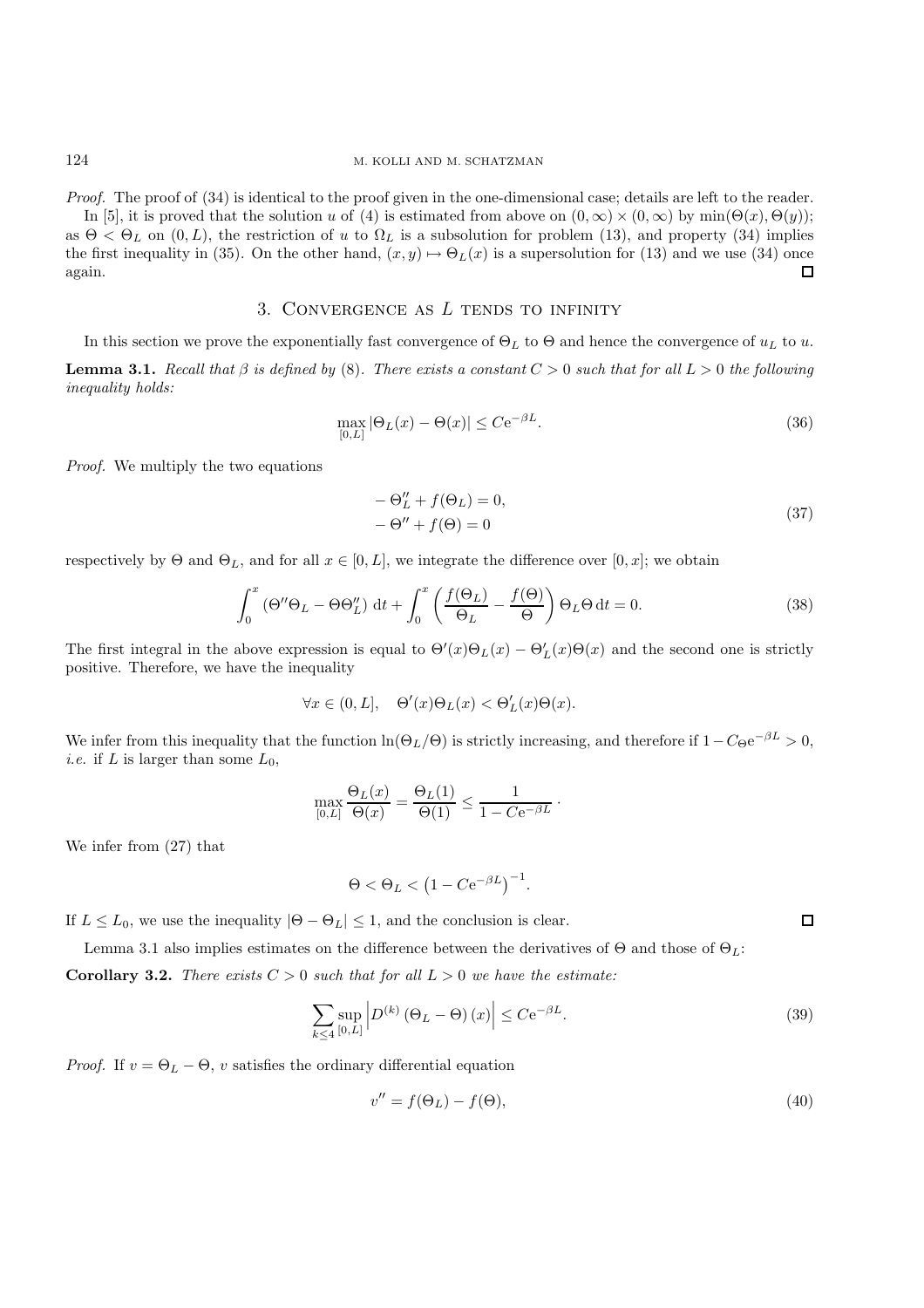*Proof.* The proof of (34) is identical to the proof given in the one-dimensional case; details are left to the reader.

In [5], it is proved that the solution $u$ of (4) is estimated from above on $(0,\infty)\times(0,\infty)$ by $\min(\Theta(x),\Theta(y))$; as $\Theta < \Theta_L$ on $(0, L)$, the restriction of $u$ to $\Omega_L$ is a subsolution for problem (13), and property (34) implies the first inequality in (35). On the other hand, $(x, y) \mapsto \Theta_L(x)$ is a supersolution for (13) and we use (34) once again. □

## 3. Convergence as $L$ tends to infinity

In this section we prove the exponentially fast convergence of $\Theta_L$ to $\Theta$ and hence the convergence of $u_L$ to $u$.

**Lemma 3.1.** *Recall that $\beta$ is defined by (8). There exists a constant $C > 0$ such that for all $L > 0$ the following inequality holds:*

$$\max_{[0,L]} |\Theta_L(x) - \Theta(x)| \leq C\mathrm{e}^{-\beta L}. \tag{36}$$

*Proof.* We multiply the two equations

$$\begin{aligned} &-\Theta_L'' + f(\Theta_L) = 0, \\ &-\Theta'' + f(\Theta) = 0 \end{aligned} \tag{37}$$

respectively by $\Theta$ and $\Theta_L$, and for all $x \in [0, L]$, we integrate the difference over $[0, x]$; we obtain

$$\int_0^x \left(\Theta''\Theta_L - \Theta\Theta_L''\right)\,\mathrm{d}t + \int_0^x \left(\frac{f(\Theta_L)}{\Theta_L} - \frac{f(\Theta)}{\Theta}\right)\Theta_L\Theta\,\mathrm{d}t = 0. \tag{38}$$

The first integral in the above expression is equal to $\Theta'(x)\Theta_L(x) - \Theta_L'(x)\Theta(x)$ and the second one is strictly positive. Therefore, we have the inequality

$$\forall x \in (0, L], \quad \Theta'(x)\Theta_L(x) < \Theta_L'(x)\Theta(x).$$

We infer from this inequality that the function $\ln(\Theta_L/\Theta)$ is strictly increasing, and therefore if $1 - C_\Theta \mathrm{e}^{-\beta L} > 0$, *i.e.* if $L$ is larger than some $L_0$,

$$\max_{[0,L]} \frac{\Theta_L(x)}{\Theta(x)} = \frac{\Theta_L(1)}{\Theta(1)} \leq \frac{1}{1 - C\mathrm{e}^{-\beta L}} \cdot$$

We infer from (27) that

$$\Theta < \Theta_L < \left(1 - C\mathrm{e}^{-\beta L}\right)^{-1}.$$

If $L \leq L_0$, we use the inequality $|\Theta - \Theta_L| \leq 1$, and the conclusion is clear. □

Lemma 3.1 also implies estimates on the difference between the derivatives of $\Theta$ and those of $\Theta_L$:

**Corollary 3.2.** *There exists $C > 0$ such that for all $L > 0$ we have the estimate:*

$$\sum_{k\leq 4} \sup_{[0,L]} \left|D^{(k)}\left(\Theta_L - \Theta\right)(x)\right| \leq C\mathrm{e}^{-\beta L}. \tag{39}$$

*Proof.* If $v = \Theta_L - \Theta$, $v$ satisfies the ordinary differential equation

$$v'' = f(\Theta_L) - f(\Theta), \tag{40}$$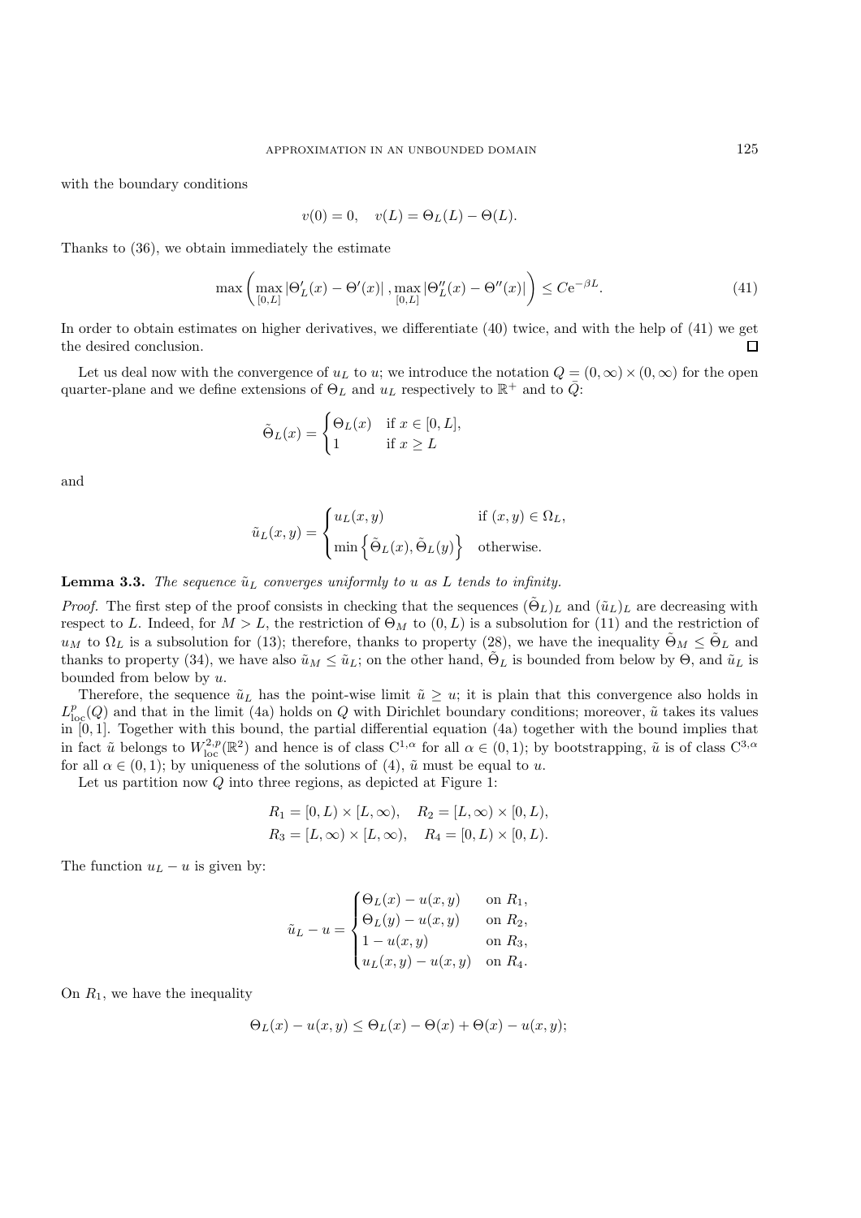with the boundary conditions

$$v(0) = 0, \quad v(L) = \Theta_L(L) - \Theta(L).$$

Thanks to (36), we obtain immediately the estimate

$$\max\left(\max_{[0,L]} |\Theta_L'(x) - \Theta'(x)|\,, \max_{[0,L]} |\Theta_L''(x) - \Theta''(x)|\right) \le C\mathrm{e}^{-\beta L}. \tag{41}$$

In order to obtain estimates on higher derivatives, we differentiate (40) twice, and with the help of (41) we get the desired conclusion. $\square$

Let us deal now with the convergence of $u_L$ to $u$; we introduce the notation $Q = (0,\infty) \times (0,\infty)$ for the open quarter-plane and we define extensions of $\Theta_L$ and $u_L$ respectively to $\mathbb{R}^+$ and to $\bar{Q}$:

$$\tilde{\Theta}_L(x) = \begin{cases} \Theta_L(x) & \text{if } x \in [0, L], \\ 1 & \text{if } x \ge L \end{cases}$$

and

$$\tilde{u}_L(x, y) = \begin{cases} u_L(x, y) & \text{if } (x, y) \in \Omega_L, \\ \min\left\{\tilde{\Theta}_L(x), \tilde{\Theta}_L(y)\right\} & \text{otherwise.} \end{cases}$$

**Lemma 3.3.** *The sequence $\tilde{u}_L$ converges uniformly to $u$ as $L$ tends to infinity.*

*Proof.* The first step of the proof consists in checking that the sequences $(\tilde{\Theta}_L)_L$ and $(\tilde{u}_L)_L$ are decreasing with respect to $L$. Indeed, for $M > L$, the restriction of $\Theta_M$ to $(0, L)$ is a subsolution for (11) and the restriction of $u_M$ to $\Omega_L$ is a subsolution for (13); therefore, thanks to property (28), we have the inequality $\tilde{\Theta}_M \le \tilde{\Theta}_L$ and thanks to property (34), we have also $\tilde{u}_M \le \tilde{u}_L$; on the other hand, $\tilde{\Theta}_L$ is bounded from below by $\Theta$, and $\tilde{u}_L$ is bounded from below by $u$.

Therefore, the sequence $\tilde{u}_L$ has the point-wise limit $\tilde{u} \ge u$; it is plain that this convergence also holds in $L^p_{\mathrm{loc}}(Q)$ and that in the limit (4a) holds on $Q$ with Dirichlet boundary conditions; moreover, $\tilde{u}$ takes its values in $[0, 1]$. Together with this bound, the partial differential equation (4a) together with the bound implies that in fact $\tilde{u}$ belongs to $W^{2,p}_{\mathrm{loc}}(\mathbb{R}^2)$ and hence is of class $\mathrm{C}^{1,\alpha}$ for all $\alpha \in (0, 1)$; by bootstrapping, $\tilde{u}$ is of class $\mathrm{C}^{3,\alpha}$ for all $\alpha \in (0, 1)$; by uniqueness of the solutions of (4), $\tilde{u}$ must be equal to $u$.

Let us partition now $Q$ into three regions, as depicted at Figure 1:

$$R_1 = [0, L) \times [L, \infty), \quad R_2 = [L, \infty) \times [0, L),$$
$$R_3 = [L, \infty) \times [L, \infty), \quad R_4 = [0, L) \times [0, L).$$

The function $u_L - u$ is given by:

$$\tilde{u}_L - u = \begin{cases} \Theta_L(x) - u(x, y) & \text{on } R_1, \\ \Theta_L(y) - u(x, y) & \text{on } R_2, \\ 1 - u(x, y) & \text{on } R_3, \\ u_L(x, y) - u(x, y) & \text{on } R_4. \end{cases}$$

On $R_1$, we have the inequality

$$\Theta_L(x) - u(x, y) \le \Theta_L(x) - \Theta(x) + \Theta(x) - u(x, y);$$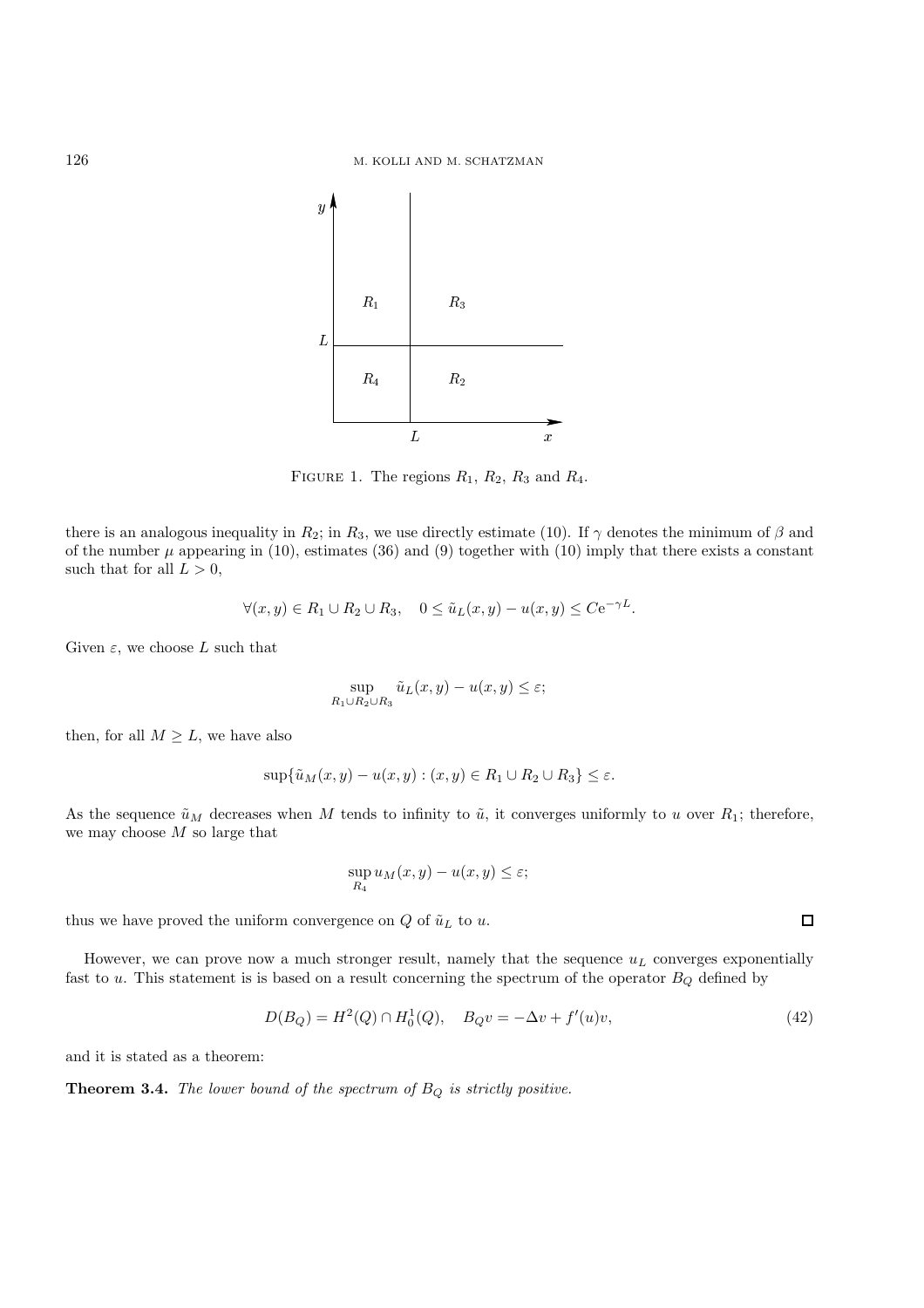FIGURE 1. The regions $R_1$, $R_2$, $R_3$ and $R_4$.

there is an analogous inequality in $R_2$; in $R_3$, we use directly estimate (10). If $\gamma$ denotes the minimum of $\beta$ and of the number $\mu$ appearing in (10), estimates (36) and (9) together with (10) imply that there exists a constant such that for all $L > 0$,

$$\forall (x, y) \in R_1 \cup R_2 \cup R_3, \quad 0 \leq \tilde{u}_L(x, y) - u(x, y) \leq C\mathrm{e}^{-\gamma L}.$$

Given $\varepsilon$, we choose $L$ such that

$$\sup_{R_1 \cup R_2 \cup R_3} \tilde{u}_L(x, y) - u(x, y) \leq \varepsilon;$$

then, for all $M \geq L$, we have also

$$\sup\{\tilde{u}_M(x, y) - u(x, y) : (x, y) \in R_1 \cup R_2 \cup R_3\} \leq \varepsilon.$$

As the sequence $\tilde{u}_M$ decreases when $M$ tends to infinity to $\tilde{u}$, it converges uniformly to $u$ over $R_1$; therefore, we may choose $M$ so large that

$$\sup_{R_4} u_M(x, y) - u(x, y) \leq \varepsilon;$$

thus we have proved the uniform convergence on $Q$ of $\tilde{u}_L$ to $u$. $\square$

However, we can prove now a much stronger result, namely that the sequence $u_L$ converges exponentially fast to $u$. This statement is is based on a result concerning the spectrum of the operator $B_Q$ defined by

$$D(B_Q) = H^2(Q) \cap H_0^1(Q), \quad B_Q v = -\Delta v + f'(u)v, \tag{42}$$

and it is stated as a theorem:

**Theorem 3.4.** *The lower bound of the spectrum of $B_Q$ is strictly positive.*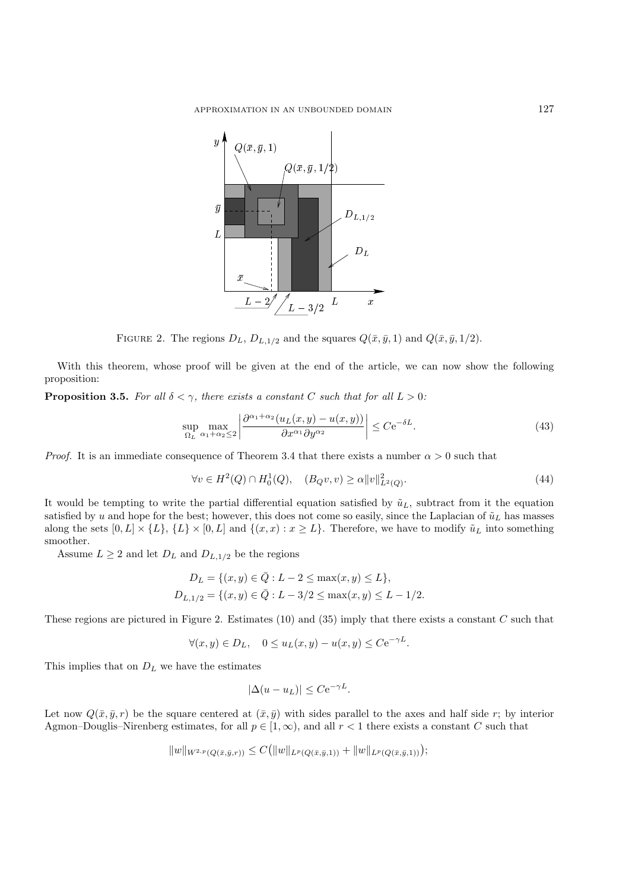FIGURE 2. The regions $D_L$, $D_{L,1/2}$ and the squares $Q(\bar{x}, \bar{y}, 1)$ and $Q(\bar{x}, \bar{y}, 1/2)$.

With this theorem, whose proof will be given at the end of the article, we can now show the following proposition:

**Proposition 3.5.** *For all $\delta < \gamma$, there exists a constant $C$ such that for all $L > 0$:*

$$\sup_{\Omega_L} \max_{\alpha_1+\alpha_2 \leq 2} \left| \frac{\partial^{\alpha_1+\alpha_2}(u_L(x,y) - u(x,y))}{\partial x^{\alpha_1} \partial y^{\alpha_2}} \right| \leq C \mathrm{e}^{-\delta L}. \tag{43}$$

*Proof.* It is an immediate consequence of Theorem 3.4 that there exists a number $\alpha > 0$ such that

$$\forall v \in H^2(Q) \cap H_0^1(Q), \quad (B_Q v, v) \geq \alpha \|v\|^2_{L^2(Q)}. \tag{44}$$

It would be tempting to write the partial differential equation satisfied by $\tilde{u}_L$, subtract from it the equation satisfied by $u$ and hope for the best; however, this does not come so easily, since the Laplacian of $\tilde{u}_L$ has masses along the sets $[0, L] \times \{L\}$, $\{L\} \times [0, L]$ and $\{(x, x) : x \geq L\}$. Therefore, we have to modify $\tilde{u}_L$ into something smoother.

Assume $L \geq 2$ and let $D_L$ and $D_{L,1/2}$ be the regions

$$D_L = \{(x, y) \in \bar{Q} : L - 2 \leq \max(x, y) \leq L\},$$
$$D_{L,1/2} = \{(x, y) \in \bar{Q} : L - 3/2 \leq \max(x, y) \leq L - 1/2.$$

These regions are pictured in Figure 2. Estimates (10) and (35) imply that there exists a constant $C$ such that

$$\forall (x, y) \in D_L, \quad 0 \leq u_L(x, y) - u(x, y) \leq C \mathrm{e}^{-\gamma L}.$$

This implies that on $D_L$ we have the estimates

$$|\Delta(u - u_L)| \leq C \mathrm{e}^{-\gamma L}.$$

Let now $Q(\bar{x}, \bar{y}, r)$ be the square centered at $(\bar{x}, \bar{y})$ with sides parallel to the axes and half side $r$; by interior Agmon–Douglis–Nirenberg estimates, for all $p \in [1, \infty)$, and all $r < 1$ there exists a constant $C$ such that

$$\|w\|_{W^{2,p}(Q(\bar{x},\bar{y},r))} \leq C\big(\|w\|_{L^p(Q(\bar{x},\bar{y},1))} + \|w\|_{L^p(Q(\bar{x},\bar{y},1))}\big);$$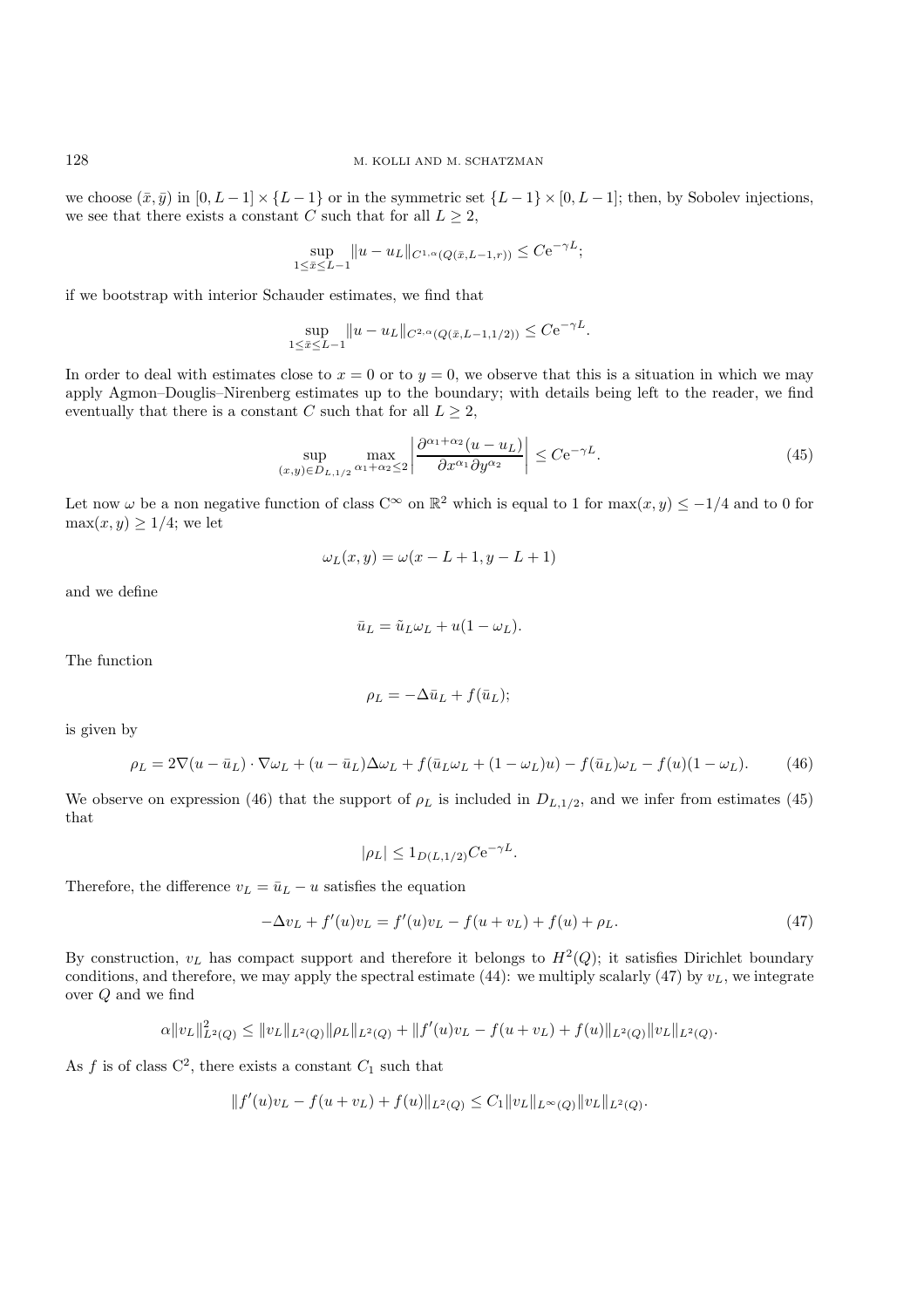we choose $(\bar{x}, \bar{y})$ in $[0, L-1] \times \{L-1\}$ or in the symmetric set $\{L-1\} \times [0, L-1]$; then, by Sobolev injections, we see that there exists a constant $C$ such that for all $L \geq 2$,

$$\sup_{1 \leq \bar{x} \leq L-1} \|u - u_L\|_{C^{1,\alpha}(Q(\bar{x}, L-1, r))} \leq C\mathrm{e}^{-\gamma L};$$

if we bootstrap with interior Schauder estimates, we find that

$$\sup_{1 \leq \bar{x} \leq L-1} \|u - u_L\|_{C^{2,\alpha}(Q(\bar{x}, L-1, 1/2))} \leq C\mathrm{e}^{-\gamma L}.$$

In order to deal with estimates close to $x = 0$ or to $y = 0$, we observe that this is a situation in which we may apply Agmon–Douglis–Nirenberg estimates up to the boundary; with details being left to the reader, we find eventually that there is a constant $C$ such that for all $L \geq 2$,

$$\sup_{(x,y) \in D_{L,1/2}} \max_{\alpha_1 + \alpha_2 \leq 2} \left| \frac{\partial^{\alpha_1 + \alpha_2}(u - u_L)}{\partial x^{\alpha_1} \partial y^{\alpha_2}} \right| \leq C\mathrm{e}^{-\gamma L}. \tag{45}$$

Let now $\omega$ be a non negative function of class $\mathrm{C}^\infty$ on $\mathbb{R}^2$ which is equal to 1 for $\max(x, y) \leq -1/4$ and to 0 for $\max(x, y) \geq 1/4$; we let

$$\omega_L(x, y) = \omega(x - L + 1, y - L + 1)$$

and we define

$$\bar{u}_L = \tilde{u}_L \omega_L + u(1 - \omega_L).$$

The function

$$\rho_L = -\Delta \bar{u}_L + f(\bar{u}_L);$$

is given by

$$\rho_L = 2\nabla(u - \bar{u}_L) \cdot \nabla \omega_L + (u - \bar{u}_L)\Delta \omega_L + f(\bar{u}_L \omega_L + (1 - \omega_L)u) - f(\bar{u}_L)\omega_L - f(u)(1 - \omega_L). \tag{46}$$

We observe on expression (46) that the support of $\rho_L$ is included in $D_{L,1/2}$, and we infer from estimates (45) that

$$|\rho_L| \leq 1_{D(L,1/2)} C\mathrm{e}^{-\gamma L}.$$

Therefore, the difference $v_L = \bar{u}_L - u$ satisfies the equation

$$-\Delta v_L + f'(u)v_L = f'(u)v_L - f(u + v_L) + f(u) + \rho_L. \tag{47}$$

By construction, $v_L$ has compact support and therefore it belongs to $H^2(Q)$; it satisfies Dirichlet boundary conditions, and therefore, we may apply the spectral estimate (44): we multiply scalarly (47) by $v_L$, we integrate over $Q$ and we find

$$\alpha \|v_L\|^2_{L^2(Q)} \leq \|v_L\|_{L^2(Q)} \|\rho_L\|_{L^2(Q)} + \|f'(u)v_L - f(u + v_L) + f(u)\|_{L^2(Q)} \|v_L\|_{L^2(Q)}.$$

As $f$ is of class $\mathrm{C}^2$, there exists a constant $C_1$ such that

$$\|f'(u)v_L - f(u + v_L) + f(u)\|_{L^2(Q)} \leq C_1 \|v_L\|_{L^\infty(Q)} \|v_L\|_{L^2(Q)}.$$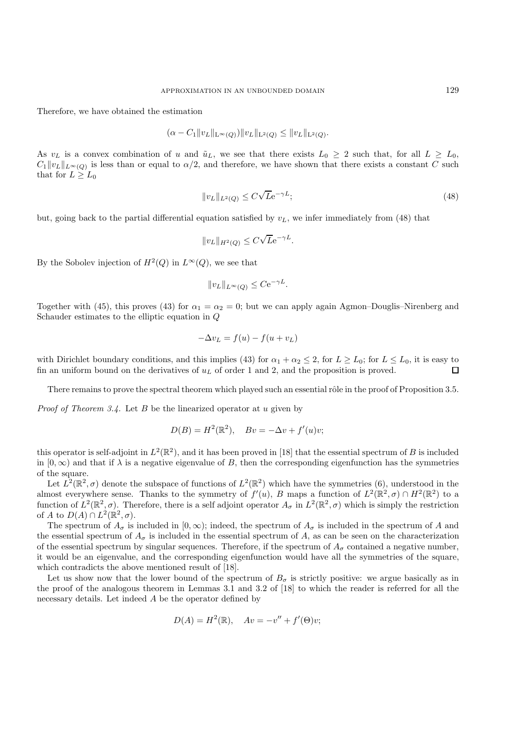Therefore, we have obtained the estimation

$$(\alpha - C_1\|v_L\|_{L^\infty(Q)})\|v_L\|_{L^2(Q)} \leq \|v_L\|_{L^2(Q)}.$$

As $v_L$ is a convex combination of $u$ and $\tilde{u}_L$, we see that there exists $L_0 \geq 2$ such that, for all $L \geq L_0$, $C_1\|v_L\|_{L^\infty(Q)}$ is less than or equal to $\alpha/2$, and therefore, we have shown that there exists a constant $C$ such that for $L \geq L_0$

$$\|v_L\|_{L^2(Q)} \leq C\sqrt{L}e^{-\gamma L}; \tag{48}$$

but, going back to the partial differential equation satisfied by $v_L$, we infer immediately from (48) that

$$\|v_L\|_{H^2(Q)} \leq C\sqrt{L}e^{-\gamma L}.$$

By the Sobolev injection of $H^2(Q)$ in $L^\infty(Q)$, we see that

$$\|v_L\|_{L^\infty(Q)} \leq Ce^{-\gamma L}.$$

Together with (45), this proves (43) for $\alpha_1 = \alpha_2 = 0$; but we can apply again Agmon–Douglis–Nirenberg and Schauder estimates to the elliptic equation in $Q$

$$-\Delta v_L = f(u) - f(u + v_L)$$

with Dirichlet boundary conditions, and this implies (43) for $\alpha_1 + \alpha_2 \leq 2$, for $L \geq L_0$; for $L \leq L_0$, it is easy to fin an uniform bound on the derivatives of $u_L$ of order 1 and 2, and the proposition is proved. □

There remains to prove the spectral theorem which played such an essential rôle in the proof of Proposition 3.5.

*Proof of Theorem 3.4.* Let $B$ be the linearized operator at $u$ given by

$$D(B) = H^2(\mathbb{R}^2), \quad Bv = -\Delta v + f'(u)v;$$

this operator is self-adjoint in $L^2(\mathbb{R}^2)$, and it has been proved in [18] that the essential spectrum of $B$ is included in $[0, \infty)$ and that if $\lambda$ is a negative eigenvalue of $B$, then the corresponding eigenfunction has the symmetries of the square.

Let $L^2(\mathbb{R}^2, \sigma)$ denote the subspace of functions of $L^2(\mathbb{R}^2)$ which have the symmetries (6), understood in the almost everywhere sense. Thanks to the symmetry of $f'(u)$, $B$ maps a function of $L^2(\mathbb{R}^2, \sigma) \cap H^2(\mathbb{R}^2)$ to a function of $L^2(\mathbb{R}^2, \sigma)$. Therefore, there is a self adjoint operator $A_\sigma$ in $L^2(\mathbb{R}^2, \sigma)$ which is simply the restriction of $A$ to $D(A) \cap L^2(\mathbb{R}^2, \sigma)$.

The spectrum of $A_\sigma$ is included in $[0, \infty)$; indeed, the spectrum of $A_\sigma$ is included in the spectrum of $A$ and the essential spectrum of $A_\sigma$ is included in the essential spectrum of $A$, as can be seen on the characterization of the essential spectrum by singular sequences. Therefore, if the spectrum of $A_\sigma$ contained a negative number, it would be an eigenvalue, and the corresponding eigenfunction would have all the symmetries of the square, which contradicts the above mentioned result of [18].

Let us show now that the lower bound of the spectrum of $B_\sigma$ is strictly positive: we argue basically as in the proof of the analogous theorem in Lemmas 3.1 and 3.2 of [18] to which the reader is referred for all the necessary details. Let indeed $A$ be the operator defined by

$$D(A) = H^2(\mathbb{R}), \quad Av = -v'' + f'(\Theta)v;$$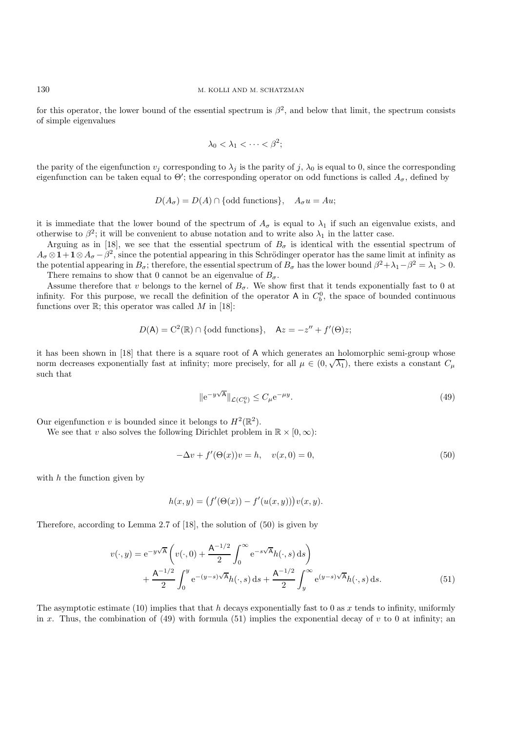for this operator, the lower bound of the essential spectrum is $\beta^2$, and below that limit, the spectrum consists of simple eigenvalues

$$\lambda_0 < \lambda_1 < \cdots < \beta^2;$$

the parity of the eigenfunction $v_j$ corresponding to $\lambda_j$ is the parity of $j$, $\lambda_0$ is equal to 0, since the corresponding eigenfunction can be taken equal to $\Theta'$; the corresponding operator on odd functions is called $A_\sigma$, defined by

$$D(A_\sigma) = D(A) \cap \{\text{odd functions}\}, \quad A_\sigma u = Au;$$

it is immediate that the lower bound of the spectrum of $A_\sigma$ is equal to $\lambda_1$ if such an eigenvalue exists, and otherwise to $\beta^2$; it will be convenient to abuse notation and to write also $\lambda_1$ in the latter case.

Arguing as in [18], we see that the essential spectrum of $B_\sigma$ is identical with the essential spectrum of $A_\sigma \otimes \mathbf{1} + \mathbf{1} \otimes A_\sigma - \beta^2$, since the potential appearing in this Schrödinger operator has the same limit at infinity as the potential appearing in $B_\sigma$; therefore, the essential spectrum of $B_\sigma$ has the lower bound $\beta^2 + \lambda_1 - \beta^2 = \lambda_1 > 0$.

There remains to show that 0 cannot be an eigenvalue of $B_\sigma$.

Assume therefore that $v$ belongs to the kernel of $B_\sigma$. We show first that it tends exponentially fast to 0 at infinity. For this purpose, we recall the definition of the operator $\mathsf{A}$ in $C_b^0$, the space of bounded continuous functions over $\mathbb{R}$; this operator was called $M$ in [18]:

$$D(\mathsf{A}) = \mathrm{C}^2(\mathbb{R}) \cap \{\text{odd functions}\}, \quad \mathsf{A}z = -z'' + f'(\Theta)z;$$

it has been shown in [18] that there is a square root of $\mathsf{A}$ which generates an holomorphic semi-group whose norm decreases exponentially fast at infinity; more precisely, for all $\mu \in (0, \sqrt{\lambda_1})$, there exists a constant $C_\mu$ such that

$$\|\mathrm{e}^{-y\sqrt{\mathsf{A}}}\|_{\mathcal{L}(C_b^0)} \leq C_\mu \mathrm{e}^{-\mu y}. \tag{49}$$

Our eigenfunction $v$ is bounded since it belongs to $H^2(\mathbb{R}^2)$.

We see that $v$ also solves the following Dirichlet problem in $\mathbb{R} \times [0, \infty)$:

$$-\Delta v + f'(\Theta(x))v = h, \quad v(x, 0) = 0, \tag{50}$$

with $h$ the function given by

$$h(x, y) = \big(f'(\Theta(x)) - f'(u(x, y))\big)v(x, y).$$

Therefore, according to Lemma 2.7 of [18], the solution of (50) is given by

$$\begin{aligned} v(\cdot, y) = \mathrm{e}^{-y\sqrt{\mathsf{A}}} &\left( v(\cdot, 0) + \frac{\mathsf{A}^{-1/2}}{2} \int_0^\infty \mathrm{e}^{-s\sqrt{\mathsf{A}}} h(\cdot, s) \, \mathrm{d}s \right) \\ &+ \frac{\mathsf{A}^{-1/2}}{2} \int_0^y \mathrm{e}^{-(y-s)\sqrt{\mathsf{A}}} h(\cdot, s) \, \mathrm{d}s + \frac{\mathsf{A}^{-1/2}}{2} \int_y^\infty \mathrm{e}^{(y-s)\sqrt{\mathsf{A}}} h(\cdot, s) \, \mathrm{d}s. \end{aligned} \tag{51}$$

The asymptotic estimate (10) implies that that $h$ decays exponentially fast to 0 as $x$ tends to infinity, uniformly in $x$. Thus, the combination of (49) with formula (51) implies the exponential decay of $v$ to 0 at infinity; an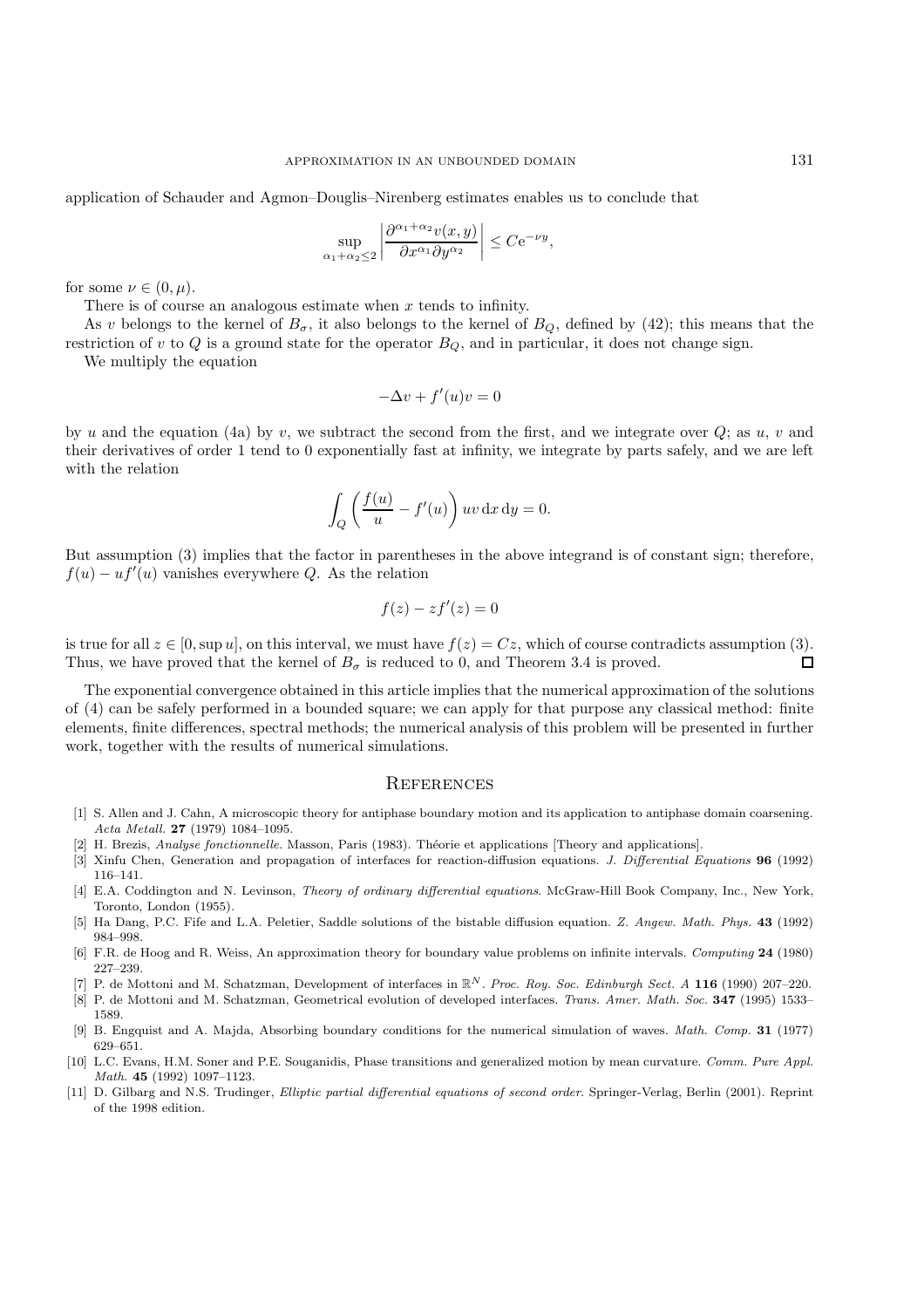application of Schauder and Agmon–Douglis–Nirenberg estimates enables us to conclude that

$$\sup_{\alpha_1+\alpha_2\leq 2}\left|\frac{\partial^{\alpha_1+\alpha_2}v(x,y)}{\partial x^{\alpha_1}\partial y^{\alpha_2}}\right|\leq C\mathrm{e}^{-\nu y},$$

for some $\nu \in (0, \mu)$.

There is of course an analogous estimate when $x$ tends to infinity.

As $v$ belongs to the kernel of $B_\sigma$, it also belongs to the kernel of $B_Q$, defined by (42); this means that the restriction of $v$ to $Q$ is a ground state for the operator $B_Q$, and in particular, it does not change sign.

We multiply the equation

$$-\Delta v + f'(u)v = 0$$

by $u$ and the equation (4a) by $v$, we subtract the second from the first, and we integrate over $Q$; as $u$, $v$ and their derivatives of order 1 tend to 0 exponentially fast at infinity, we integrate by parts safely, and we are left with the relation

$$\int_Q \left(\frac{f(u)}{u} - f'(u)\right) uv \,\mathrm{d}x\,\mathrm{d}y = 0.$$

But assumption (3) implies that the factor in parentheses in the above integrand is of constant sign; therefore, $f(u) - uf'(u)$ vanishes everywhere $Q$. As the relation

$$f(z) - zf'(z) = 0$$

is true for all $z \in [0, \sup u]$, on this interval, we must have $f(z) = Cz$, which of course contradicts assumption (3). Thus, we have proved that the kernel of $B_\sigma$ is reduced to 0, and Theorem 3.4 is proved. □

The exponential convergence obtained in this article implies that the numerical approximation of the solutions of (4) can be safely performed in a bounded square; we can apply for that purpose any classical method: finite elements, finite differences, spectral methods; the numerical analysis of this problem will be presented in further work, together with the results of numerical simulations.

## References

[1] S. Allen and J. Cahn, A microscopic theory for antiphase boundary motion and its application to antiphase domain coarsening. *Acta Metall.* **27** (1979) 1084–1095.

[2] H. Brezis, *Analyse fonctionnelle*. Masson, Paris (1983). Théorie et applications [Theory and applications].

[3] Xinfu Chen, Generation and propagation of interfaces for reaction-diffusion equations. *J. Differential Equations* **96** (1992) 116–141.

[4] E.A. Coddington and N. Levinson, *Theory of ordinary differential equations*. McGraw-Hill Book Company, Inc., New York, Toronto, London (1955).

[5] Ha Dang, P.C. Fife and L.A. Peletier, Saddle solutions of the bistable diffusion equation. *Z. Angew. Math. Phys.* **43** (1992) 984–998.

[6] F.R. de Hoog and R. Weiss, An approximation theory for boundary value problems on infinite intervals. *Computing* **24** (1980) 227–239.

[7] P. de Mottoni and M. Schatzman, Development of interfaces in $\mathbb{R}^N$. *Proc. Roy. Soc. Edinburgh Sect. A* **116** (1990) 207–220.

[8] P. de Mottoni and M. Schatzman, Geometrical evolution of developed interfaces. *Trans. Amer. Math. Soc.* **347** (1995) 1533–1589.

[9] B. Engquist and A. Majda, Absorbing boundary conditions for the numerical simulation of waves. *Math. Comp.* **31** (1977) 629–651.

[10] L.C. Evans, H.M. Soner and P.E. Souganidis, Phase transitions and generalized motion by mean curvature. *Comm. Pure Appl. Math.* **45** (1992) 1097–1123.

[11] D. Gilbarg and N.S. Trudinger, *Elliptic partial differential equations of second order*. Springer-Verlag, Berlin (2001). Reprint of the 1998 edition.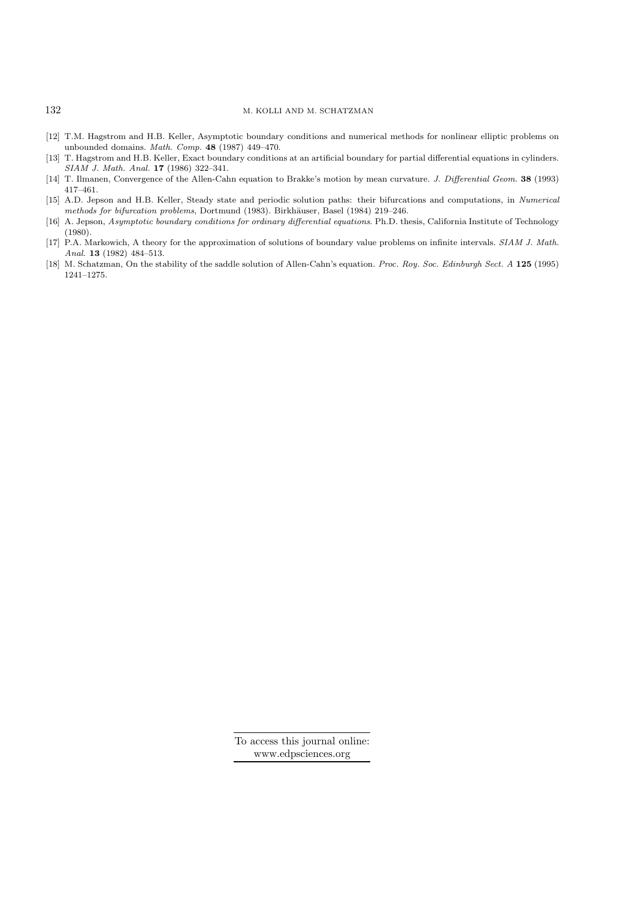[12] T.M. Hagstrom and H.B. Keller, Asymptotic boundary conditions and numerical methods for nonlinear elliptic problems on unbounded domains. *Math. Comp.* **48** (1987) 449–470.

[13] T. Hagstrom and H.B. Keller, Exact boundary conditions at an artificial boundary for partial differential equations in cylinders. *SIAM J. Math. Anal.* **17** (1986) 322–341.

[14] T. Ilmanen, Convergence of the Allen-Cahn equation to Brakke's motion by mean curvature. *J. Differential Geom.* **38** (1993) 417–461.

[15] A.D. Jepson and H.B. Keller, Steady state and periodic solution paths: their bifurcations and computations, in *Numerical methods for bifurcation problems*, Dortmund (1983). Birkhäuser, Basel (1984) 219–246.

[16] A. Jepson, *Asymptotic boundary conditions for ordinary differential equations*. Ph.D. thesis, California Institute of Technology (1980).

[17] P.A. Markowich, A theory for the approximation of solutions of boundary value problems on infinite intervals. *SIAM J. Math. Anal.* **13** (1982) 484–513.

[18] M. Schatzman, On the stability of the saddle solution of Allen-Cahn's equation. *Proc. Roy. Soc. Edinburgh Sect. A* **125** (1995) 1241–1275.

To access this journal online:
www.edpsciences.org